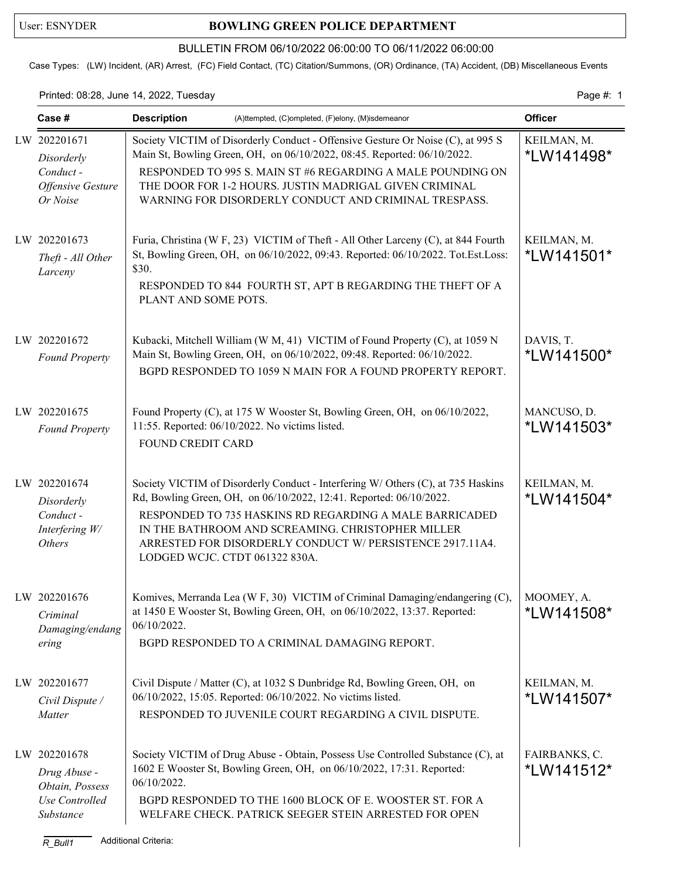User: ESNYDER

# BOWLING GREEN POLICE DEPARTMENT

BULLETIN FROM 06/10/2022 06:00:00 TO 06/11/2022 06:00:00

Case Types: (LW) Incident, (AR) Arrest, (FC) Field Contact, (TC) Citation/Summons, (OR) Ordinance, (TA) Accident, (DB) Miscellaneous Events

Printed: 08:28, June 14, 2022, Tuesday

| Case # | Description (A)ttempted, (C)ompleted, (F)elony, (M)isdemeanor | Officer |
|---|---|---|
| LW 202201671 *Disorderly Conduct - Offensive Gesture Or Noise* | Society VICTIM of Disorderly Conduct - Offensive Gesture Or Noise (C), at 995 S Main St, Bowling Green, OH, on 06/10/2022, 08:45. Reported: 06/10/2022. RESPONDED TO 995 S. MAIN ST #6 REGARDING A MALE POUNDING ON THE DOOR FOR 1-2 HOURS. JUSTIN MADRIGAL GIVEN CRIMINAL WARNING FOR DISORDERLY CONDUCT AND CRIMINAL TRESPASS. | KEILMAN, M. *LW141498* |
| LW 202201673 *Theft - All Other Larceny* | Furia, Christina (W F, 23) VICTIM of Theft - All Other Larceny (C), at 844 Fourth St, Bowling Green, OH, on 06/10/2022, 09:43. Reported: 06/10/2022. Tot.Est.Loss: $30. RESPONDED TO 844 FOURTH ST, APT B REGARDING THE THEFT OF A PLANT AND SOME POTS. | KEILMAN, M. *LW141501* |
| LW 202201672 *Found Property* | Kubacki, Mitchell William (W M, 41) VICTIM of Found Property (C), at 1059 N Main St, Bowling Green, OH, on 06/10/2022, 09:48. Reported: 06/10/2022. BGPD RESPONDED TO 1059 N MAIN FOR A FOUND PROPERTY REPORT. | DAVIS, T. *LW141500* |
| LW 202201675 *Found Property* | Found Property (C), at 175 W Wooster St, Bowling Green, OH, on 06/10/2022, 11:55. Reported: 06/10/2022. No victims listed. FOUND CREDIT CARD | MANCUSO, D. *LW141503* |
| LW 202201674 *Disorderly Conduct - Interfering W/ Others* | Society VICTIM of Disorderly Conduct - Interfering W/ Others (C), at 735 Haskins Rd, Bowling Green, OH, on 06/10/2022, 12:41. Reported: 06/10/2022. RESPONDED TO 735 HASKINS RD REGARDING A MALE BARRICADED IN THE BATHROOM AND SCREAMING. CHRISTOPHER MILLER ARRESTED FOR DISORDERLY CONDUCT W/ PERSISTENCE 2917.11A4. LODGED WCJC. CTDT 061322 830A. | KEILMAN, M. *LW141504* |
| LW 202201676 *Criminal Damaging/endangering* | Komives, Merranda Lea (W F, 30) VICTIM of Criminal Damaging/endangering (C), at 1450 E Wooster St, Bowling Green, OH, on 06/10/2022, 13:37. Reported: 06/10/2022. BGPD RESPONDED TO A CRIMINAL DAMAGING REPORT. | MOOMEY, A. *LW141508* |
| LW 202201677 *Civil Dispute / Matter* | Civil Dispute / Matter (C), at 1032 S Dunbridge Rd, Bowling Green, OH, on 06/10/2022, 15:05. Reported: 06/10/2022. No victims listed. RESPONDED TO JUVENILE COURT REGARDING A CIVIL DISPUTE. | KEILMAN, M. *LW141507* |
| LW 202201678 *Drug Abuse - Obtain, Possess Use Controlled Substance* | Society VICTIM of Drug Abuse - Obtain, Possess Use Controlled Substance (C), at 1602 E Wooster St, Bowling Green, OH, on 06/10/2022, 17:31. Reported: 06/10/2022. BGPD RESPONDED TO THE 1600 BLOCK OF E. WOOSTER ST. FOR A WELFARE CHECK. PATRICK SEEGER STEIN ARRESTED FOR OPEN | FAIRBANKS, C. *LW141512* |

R_Bull1 Additional Criteria: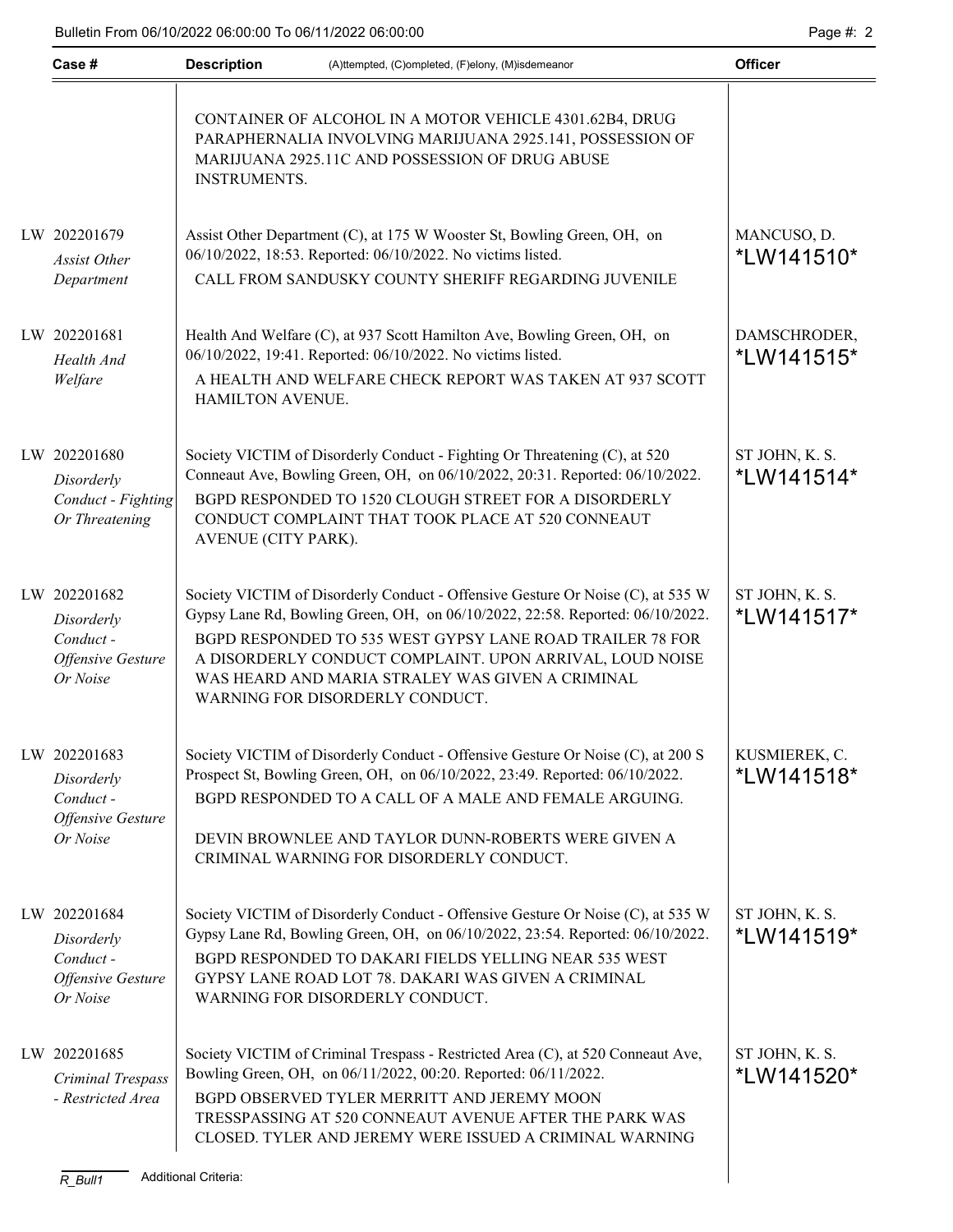| Case # | Description (A)ttempted, (C)ompleted, (F)elony, (M)isdemeanor | Officer |
|---|---|---|
| | CONTAINER OF ALCOHOL IN A MOTOR VEHICLE 4301.62B4, DRUG PARAPHERNALIA INVOLVING MARIJUANA 2925.141, POSSESSION OF MARIJUANA 2925.11C AND POSSESSION OF DRUG ABUSE INSTRUMENTS. | |
| LW 202201679 *Assist Other Department* | Assist Other Department (C), at 175 W Wooster St, Bowling Green, OH, on 06/10/2022, 18:53. Reported: 06/10/2022. No victims listed. CALL FROM SANDUSKY COUNTY SHERIFF REGARDING JUVENILE | MANCUSO, D. *LW141510* |
| LW 202201681 *Health And Welfare* | Health And Welfare (C), at 937 Scott Hamilton Ave, Bowling Green, OH, on 06/10/2022, 19:41. Reported: 06/10/2022. No victims listed. A HEALTH AND WELFARE CHECK REPORT WAS TAKEN AT 937 SCOTT HAMILTON AVENUE. | DAMSCHRODER, *LW141515* |
| LW 202201680 *Disorderly Conduct - Fighting Or Threatening* | Society VICTIM of Disorderly Conduct - Fighting Or Threatening (C), at 520 Conneaut Ave, Bowling Green, OH, on 06/10/2022, 20:31. Reported: 06/10/2022. BGPD RESPONDED TO 1520 CLOUGH STREET FOR A DISORDERLY CONDUCT COMPLAINT THAT TOOK PLACE AT 520 CONNEAUT AVENUE (CITY PARK). | ST JOHN, K. S. *LW141514* |
| LW 202201682 *Disorderly Conduct - Offensive Gesture Or Noise* | Society VICTIM of Disorderly Conduct - Offensive Gesture Or Noise (C), at 535 W Gypsy Lane Rd, Bowling Green, OH, on 06/10/2022, 22:58. Reported: 06/10/2022. BGPD RESPONDED TO 535 WEST GYPSY LANE ROAD TRAILER 78 FOR A DISORDERLY CONDUCT COMPLAINT. UPON ARRIVAL, LOUD NOISE WAS HEARD AND MARIA STRALEY WAS GIVEN A CRIMINAL WARNING FOR DISORDERLY CONDUCT. | ST JOHN, K. S. *LW141517* |
| LW 202201683 *Disorderly Conduct - Offensive Gesture Or Noise* | Society VICTIM of Disorderly Conduct - Offensive Gesture Or Noise (C), at 200 S Prospect St, Bowling Green, OH, on 06/10/2022, 23:49. Reported: 06/10/2022. BGPD RESPONDED TO A CALL OF A MALE AND FEMALE ARGUING. DEVIN BROWNLEE AND TAYLOR DUNN-ROBERTS WERE GIVEN A CRIMINAL WARNING FOR DISORDERLY CONDUCT. | KUSMIEREK, C. *LW141518* |
| LW 202201684 *Disorderly Conduct - Offensive Gesture Or Noise* | Society VICTIM of Disorderly Conduct - Offensive Gesture Or Noise (C), at 535 W Gypsy Lane Rd, Bowling Green, OH, on 06/10/2022, 23:54. Reported: 06/10/2022. BGPD RESPONDED TO DAKARI FIELDS YELLING NEAR 535 WEST GYPSY LANE ROAD LOT 78. DAKARI WAS GIVEN A CRIMINAL WARNING FOR DISORDERLY CONDUCT. | ST JOHN, K. S. *LW141519* |
| LW 202201685 *Criminal Trespass - Restricted Area* | Society VICTIM of Criminal Trespass - Restricted Area (C), at 520 Conneaut Ave, Bowling Green, OH, on 06/11/2022, 00:20. Reported: 06/11/2022. BGPD OBSERVED TYLER MERRITT AND JEREMY MOON TRESSPASSING AT 520 CONNEAUT AVENUE AFTER THE PARK WAS CLOSED. TYLER AND JEREMY WERE ISSUED A CRIMINAL WARNING | ST JOHN, K. S. *LW141520* |

Additional Criteria: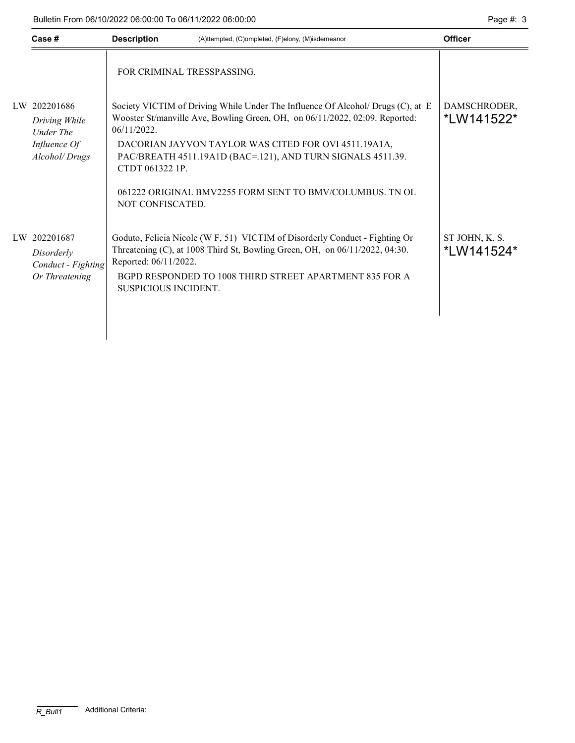| Case # | Description (A)ttempted, (C)ompleted, (F)elony, (M)isdemeanor | Officer |
|---|---|---|
| | FOR CRIMINAL TRESSPASSING. | |
| LW 202201686 *Driving While Under The Influence Of Alcohol/ Drugs* | Society VICTIM of Driving While Under The Influence Of Alcohol/ Drugs (C), at E Wooster St/manville Ave, Bowling Green, OH, on 06/11/2022, 02:09. Reported: 06/11/2022. DACORIAN JAYVON TAYLOR WAS CITED FOR OVI 4511.19A1A, PAC/BREATH 4511.19A1D (BAC=.121), AND TURN SIGNALS 4511.39. CTDT 061322 1P. 061222 ORIGINAL BMV2255 FORM SENT TO BMV/COLUMBUS. TN OL NOT CONFISCATED. | DAMSCHRODER, *LW141522* |
| LW 202201687 *Disorderly Conduct - Fighting Or Threatening* | Goduto, Felicia Nicole (W F, 51) VICTIM of Disorderly Conduct - Fighting Or Threatening (C), at 1008 Third St, Bowling Green, OH, on 06/11/2022, 04:30. Reported: 06/11/2022. BGPD RESPONDED TO 1008 THIRD STREET APARTMENT 835 FOR A SUSPICIOUS INCIDENT. | ST JOHN, K. S. *LW141524* |

R_Bull1 Additional Criteria: